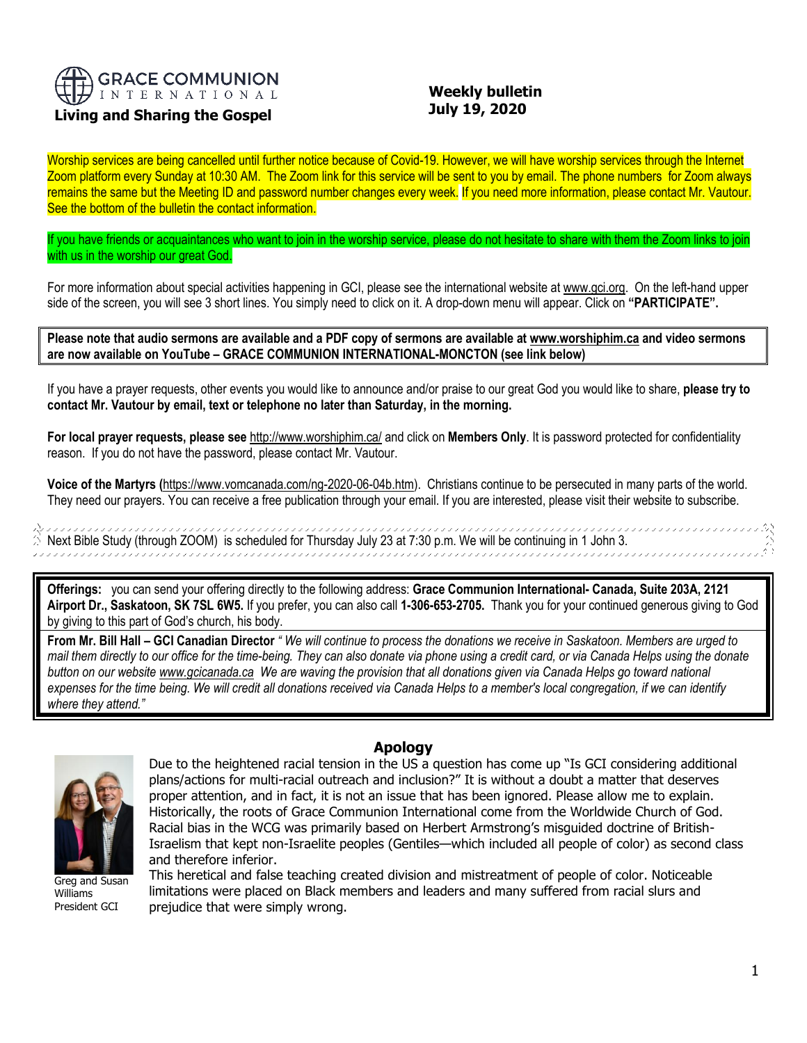**GRACE COMMUNION INTERNATIONAL**

**Living and Sharing the Gospel**

**Weekly bulletin**
**July 19, 2020**

Worship services are being cancelled until further notice because of Covid-19. However, we will have worship services through the Internet Zoom platform every Sunday at 10:30 AM. The Zoom link for this service will be sent to you by email. The phone numbers for Zoom always remains the same but the Meeting ID and password number changes every week. If you need more information, please contact Mr. Vautour. See the bottom of the bulletin the contact information.

If you have friends or acquaintances who want to join in the worship service, please do not hesitate to share with them the Zoom links to join with us in the worship our great God.

For more information about special activities happening in GCI, please see the international website at www.gci.org. On the left-hand upper side of the screen, you will see 3 short lines. You simply need to click on it. A drop-down menu will appear. Click on **"PARTICIPATE".**

**Please note that audio sermons are available and a PDF copy of sermons are available at www.worshiphim.ca and video sermons are now available on YouTube – GRACE COMMUNION INTERNATIONAL-MONCTON (see link below)**

If you have a prayer requests, other events you would like to announce and/or praise to our great God you would like to share, **please try to contact Mr. Vautour by email, text or telephone no later than Saturday, in the morning.**

**For local prayer requests, please see** http://www.worshiphim.ca/ and click on **Members Only**. It is password protected for confidentiality reason. If you do not have the password, please contact Mr. Vautour.

**Voice of the Martyrs (**https://www.vomcanada.com/ng-2020-06-04b.htm). Christians continue to be persecuted in many parts of the world. They need our prayers. You can receive a free publication through your email. If you are interested, please visit their website to subscribe.

Next Bible Study (through ZOOM) is scheduled for Thursday July 23 at 7:30 p.m. We will be continuing in 1 John 3.

**Offerings:** you can send your offering directly to the following address: **Grace Communion International- Canada, Suite 203A, 2121 Airport Dr., Saskatoon, SK 7SL 6W5.** If you prefer, you can also call **1-306-653-2705.** Thank you for your continued generous giving to God by giving to this part of God's church, his body.

**From Mr. Bill Hall – GCI Canadian Director** *" We will continue to process the donations we receive in Saskatoon. Members are urged to mail them directly to our office for the time-being. They can also donate via phone using a credit card, or via Canada Helps using the donate button on our website www.gcicanada.ca We are waving the provision that all donations given via Canada Helps go toward national expenses for the time being. We will credit all donations received via Canada Helps to a member's local congregation, if we can identify where they attend."*

## Apology

Greg and Susan Williams
President GCI

Due to the heightened racial tension in the US a question has come up "Is GCI considering additional plans/actions for multi-racial outreach and inclusion?" It is without a doubt a matter that deserves proper attention, and in fact, it is not an issue that has been ignored. Please allow me to explain. Historically, the roots of Grace Communion International come from the Worldwide Church of God. Racial bias in the WCG was primarily based on Herbert Armstrong's misguided doctrine of British-Israelism that kept non-Israelite peoples (Gentiles—which included all people of color) as second class and therefore inferior.

This heretical and false teaching created division and mistreatment of people of color. Noticeable limitations were placed on Black members and leaders and many suffered from racial slurs and prejudice that were simply wrong.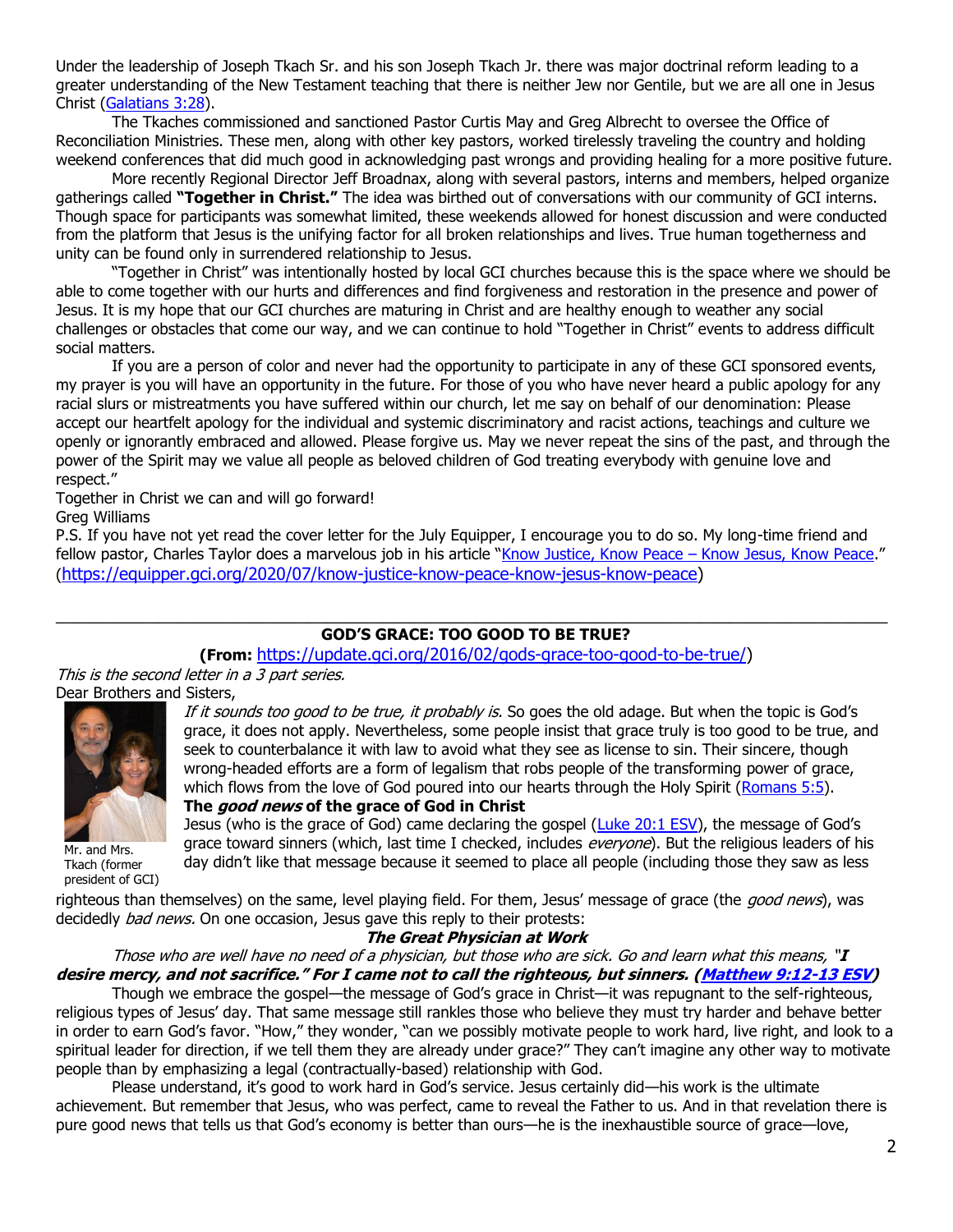Under the leadership of Joseph Tkach Sr. and his son Joseph Tkach Jr. there was major doctrinal reform leading to a greater understanding of the New Testament teaching that there is neither Jew nor Gentile, but we are all one in Jesus Christ ([Galatians 3:28](#)).

The Tkaches commissioned and sanctioned Pastor Curtis May and Greg Albrecht to oversee the Office of Reconciliation Ministries. These men, along with other key pastors, worked tirelessly traveling the country and holding weekend conferences that did much good in acknowledging past wrongs and providing healing for a more positive future.

More recently Regional Director Jeff Broadnax, along with several pastors, interns and members, helped organize gatherings called **"Together in Christ."** The idea was birthed out of conversations with our community of GCI interns. Though space for participants was somewhat limited, these weekends allowed for honest discussion and were conducted from the platform that Jesus is the unifying factor for all broken relationships and lives. True human togetherness and unity can be found only in surrendered relationship to Jesus.

"Together in Christ" was intentionally hosted by local GCI churches because this is the space where we should be able to come together with our hurts and differences and find forgiveness and restoration in the presence and power of Jesus. It is my hope that our GCI churches are maturing in Christ and are healthy enough to weather any social challenges or obstacles that come our way, and we can continue to hold "Together in Christ" events to address difficult social matters.

If you are a person of color and never had the opportunity to participate in any of these GCI sponsored events, my prayer is you will have an opportunity in the future. For those of you who have never heard a public apology for any racial slurs or mistreatments you have suffered within our church, let me say on behalf of our denomination: Please accept our heartfelt apology for the individual and systemic discriminatory and racist actions, teachings and culture we openly or ignorantly embraced and allowed. Please forgive us. May we never repeat the sins of the past, and through the power of the Spirit may we value all people as beloved children of God treating everybody with genuine love and respect."

Together in Christ we can and will go forward!

Greg Williams

P.S. If you have not yet read the cover letter for the July Equipper, I encourage you to do so. My long-time friend and fellow pastor, Charles Taylor does a marvelous job in his article "[Know Justice, Know Peace – Know Jesus, Know Peace](https://equipper.gci.org/2020/07/know-justice-know-peace-know-jesus-know-peace)." (https://equipper.gci.org/2020/07/know-justice-know-peace-know-jesus-know-peace)

---

## GOD'S GRACE: TOO GOOD TO BE TRUE?

**(From:** https://update.gci.org/2016/02/gods-grace-too-good-to-be-true/)

*This is the second letter in a 3 part series.*

Dear Brothers and Sisters,

Mr. and Mrs. Tkach (former president of GCI)

*If it sounds too good to be true, it probably is.* So goes the old adage. But when the topic is God's grace, it does not apply. Nevertheless, some people insist that grace truly is too good to be true, and seek to counterbalance it with law to avoid what they see as license to sin. Their sincere, though wrong-headed efforts are a form of legalism that robs people of the transforming power of grace, which flows from the love of God poured into our hearts through the Holy Spirit ([Romans 5:5](#)).

**The *good news* of the grace of God in Christ**

Jesus (who is the grace of God) came declaring the gospel ([Luke 20:1 ESV](#)), the message of God's grace toward sinners (which, last time I checked, includes *everyone*). But the religious leaders of his day didn't like that message because it seemed to place all people (including those they saw as less righteous than themselves) on the same, level playing field. For them, Jesus' message of grace (the *good news*), was decidedly *bad news.* On one occasion, Jesus gave this reply to their protests:

***The Great Physician at Work***

*Those who are well have no need of a physician, but those who are sick. Go and learn what this means, "**I desire mercy, and not sacrifice." For I came not to call the righteous, but sinners. ([Matthew 9:12-13 ESV](#))***

Though we embrace the gospel—the message of God's grace in Christ—it was repugnant to the self-righteous, religious types of Jesus' day. That same message still rankles those who believe they must try harder and behave better in order to earn God's favor. "How," they wonder, "can we possibly motivate people to work hard, live right, and look to a spiritual leader for direction, if we tell them they are already under grace?" They can't imagine any other way to motivate people than by emphasizing a legal (contractually-based) relationship with God.

Please understand, it's good to work hard in God's service. Jesus certainly did—his work is the ultimate achievement. But remember that Jesus, who was perfect, came to reveal the Father to us. And in that revelation there is pure good news that tells us that God's economy is better than ours—he is the inexhaustible source of grace—love,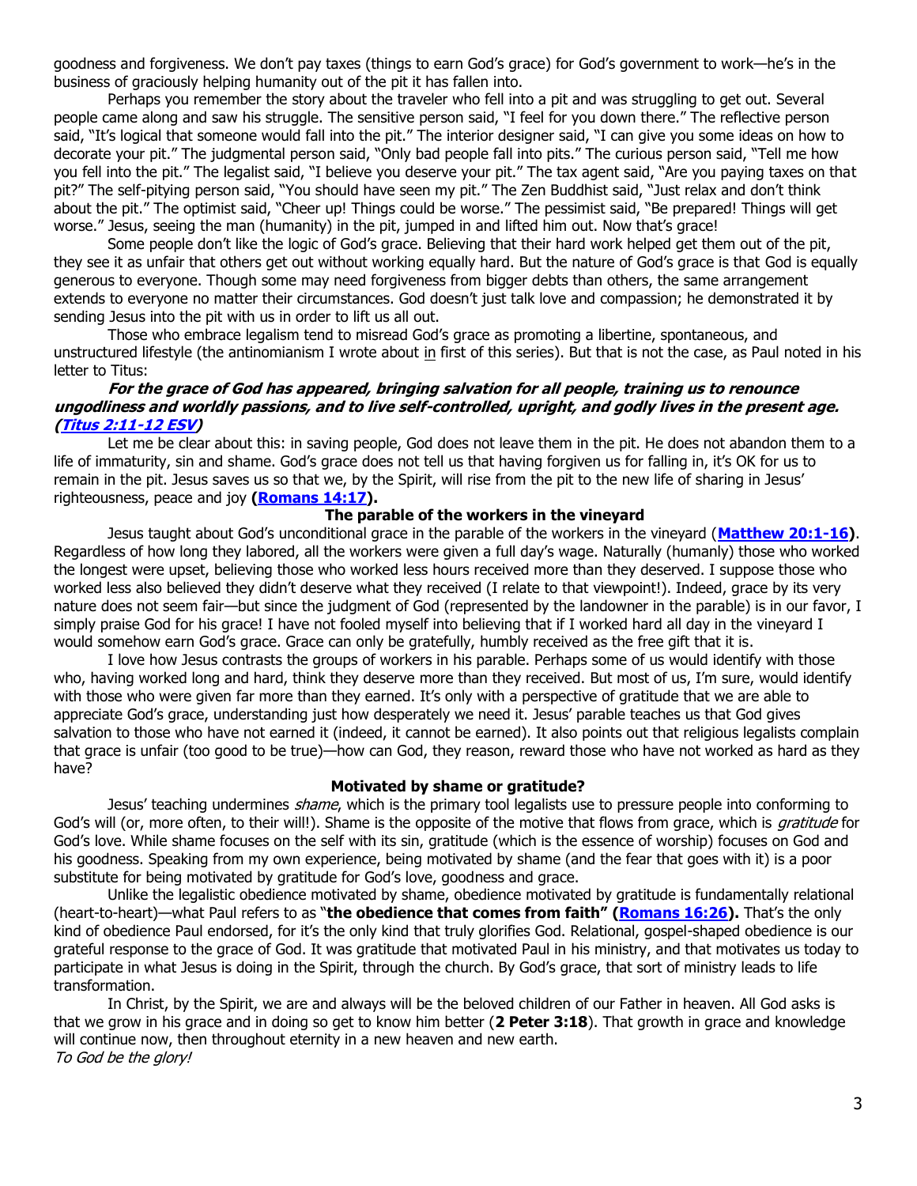goodness and forgiveness. We don't pay taxes (things to earn God's grace) for God's government to work—he's in the business of graciously helping humanity out of the pit it has fallen into.

Perhaps you remember the story about the traveler who fell into a pit and was struggling to get out. Several people came along and saw his struggle. The sensitive person said, "I feel for you down there." The reflective person said, "It's logical that someone would fall into the pit." The interior designer said, "I can give you some ideas on how to decorate your pit." The judgmental person said, "Only bad people fall into pits." The curious person said, "Tell me how you fell into the pit." The legalist said, "I believe you deserve your pit." The tax agent said, "Are you paying taxes on that pit?" The self-pitying person said, "You should have seen my pit." The Zen Buddhist said, "Just relax and don't think about the pit." The optimist said, "Cheer up! Things could be worse." The pessimist said, "Be prepared! Things will get worse." Jesus, seeing the man (humanity) in the pit, jumped in and lifted him out. Now that's grace!

Some people don't like the logic of God's grace. Believing that their hard work helped get them out of the pit, they see it as unfair that others get out without working equally hard. But the nature of God's grace is that God is equally generous to everyone. Though some may need forgiveness from bigger debts than others, the same arrangement extends to everyone no matter their circumstances. God doesn't just talk love and compassion; he demonstrated it by sending Jesus into the pit with us in order to lift us all out.

Those who embrace legalism tend to misread God's grace as promoting a libertine, spontaneous, and unstructured lifestyle (the antinomianism I wrote about in first of this series). But that is not the case, as Paul noted in his letter to Titus:

***For the grace of God has appeared, bringing salvation for all people, training us to renounce ungodliness and worldly passions, and to live self-controlled, upright, and godly lives in the present age. (Titus 2:11-12 ESV)***

Let me be clear about this: in saving people, God does not leave them in the pit. He does not abandon them to a life of immaturity, sin and shame. God's grace does not tell us that having forgiven us for falling in, it's OK for us to remain in the pit. Jesus saves us so that we, by the Spirit, will rise from the pit to the new life of sharing in Jesus' righteousness, peace and joy **(Romans 14:17).**

**The parable of the workers in the vineyard**

Jesus taught about God's unconditional grace in the parable of the workers in the vineyard (**Matthew 20:1-16**). Regardless of how long they labored, all the workers were given a full day's wage. Naturally (humanly) those who worked the longest were upset, believing those who worked less hours received more than they deserved. I suppose those who worked less also believed they didn't deserve what they received (I relate to that viewpoint!). Indeed, grace by its very nature does not seem fair—but since the judgment of God (represented by the landowner in the parable) is in our favor, I simply praise God for his grace! I have not fooled myself into believing that if I worked hard all day in the vineyard I would somehow earn God's grace. Grace can only be gratefully, humbly received as the free gift that it is.

I love how Jesus contrasts the groups of workers in his parable. Perhaps some of us would identify with those who, having worked long and hard, think they deserve more than they received. But most of us, I'm sure, would identify with those who were given far more than they earned. It's only with a perspective of gratitude that we are able to appreciate God's grace, understanding just how desperately we need it. Jesus' parable teaches us that God gives salvation to those who have not earned it (indeed, it cannot be earned). It also points out that religious legalists complain that grace is unfair (too good to be true)—how can God, they reason, reward those who have not worked as hard as they have?

**Motivated by shame or gratitude?**

Jesus' teaching undermines *shame*, which is the primary tool legalists use to pressure people into conforming to God's will (or, more often, to their will!). Shame is the opposite of the motive that flows from grace, which is *gratitude* for God's love. While shame focuses on the self with its sin, gratitude (which is the essence of worship) focuses on God and his goodness. Speaking from my own experience, being motivated by shame (and the fear that goes with it) is a poor substitute for being motivated by gratitude for God's love, goodness and grace.

Unlike the legalistic obedience motivated by shame, obedience motivated by gratitude is fundamentally relational (heart-to-heart)—what Paul refers to as "**the obedience that comes from faith" (Romans 16:26).** That's the only kind of obedience Paul endorsed, for it's the only kind that truly glorifies God. Relational, gospel-shaped obedience is our grateful response to the grace of God. It was gratitude that motivated Paul in his ministry, and that motivates us today to participate in what Jesus is doing in the Spirit, through the church. By God's grace, that sort of ministry leads to life transformation.

In Christ, by the Spirit, we are and always will be the beloved children of our Father in heaven. All God asks is that we grow in his grace and in doing so get to know him better (**2 Peter 3:18**). That growth in grace and knowledge will continue now, then throughout eternity in a new heaven and new earth.

*To God be the glory!*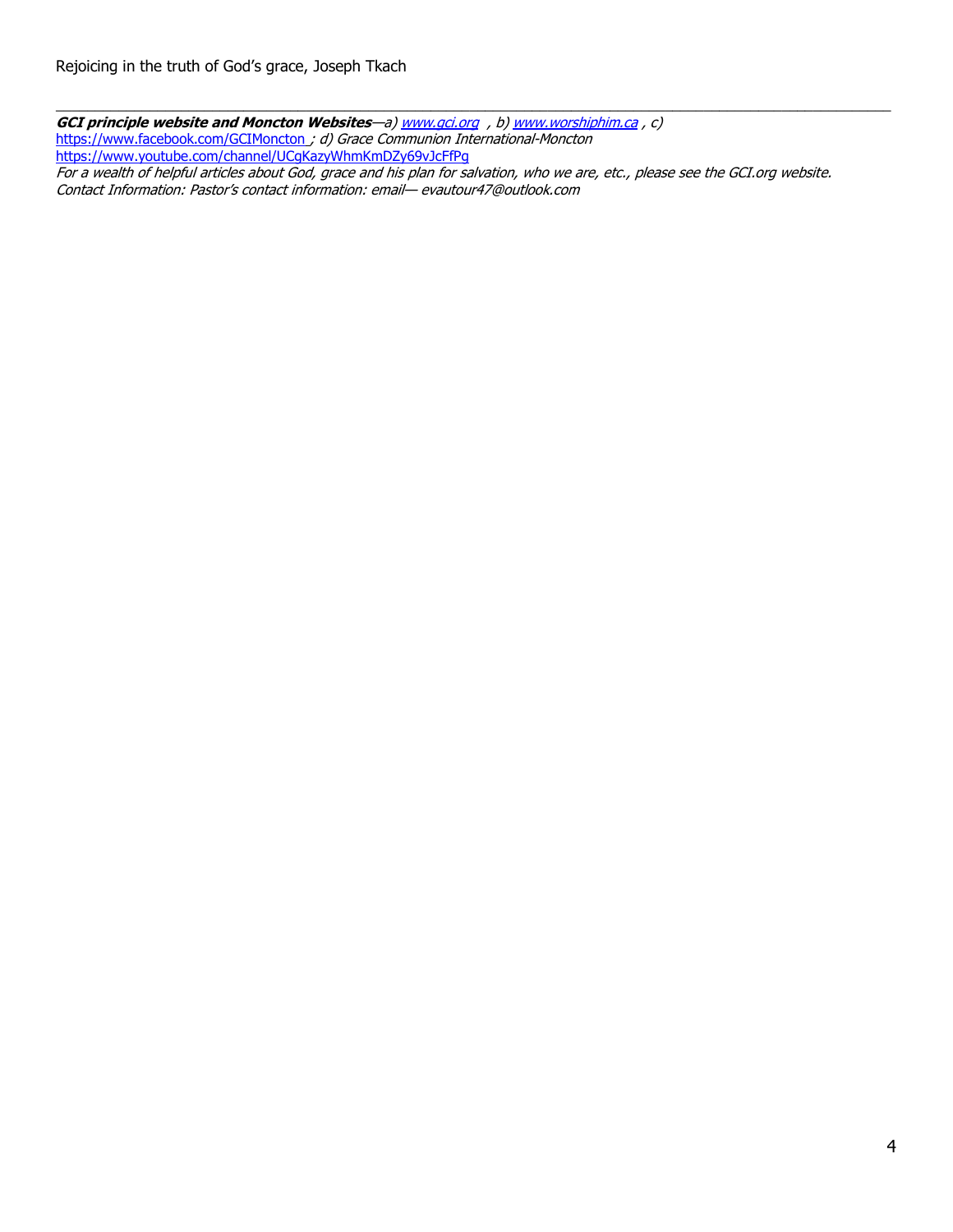Rejoicing in the truth of God's grace, Joseph Tkach

---

***GCI principle website and Moncton Websites****—a) [www.gci.org](http://www.gci.org) , b) [www.worshiphim.ca](http://www.worshiphim.ca) , c)* [https://www.facebook.com/GCIMoncton](https://www.facebook.com/GCIMoncton) *; d) Grace Communion International-Moncton* [https://www.youtube.com/channel/UCgKazyWhmKmDZy69vJcFfPg](https://www.youtube.com/channel/UCgKazyWhmKmDZy69vJcFfPg)

*For a wealth of helpful articles about God, grace and his plan for salvation, who we are, etc., please see the GCI.org website.*

*Contact Information: Pastor's contact information: email— evautour47@outlook.com*